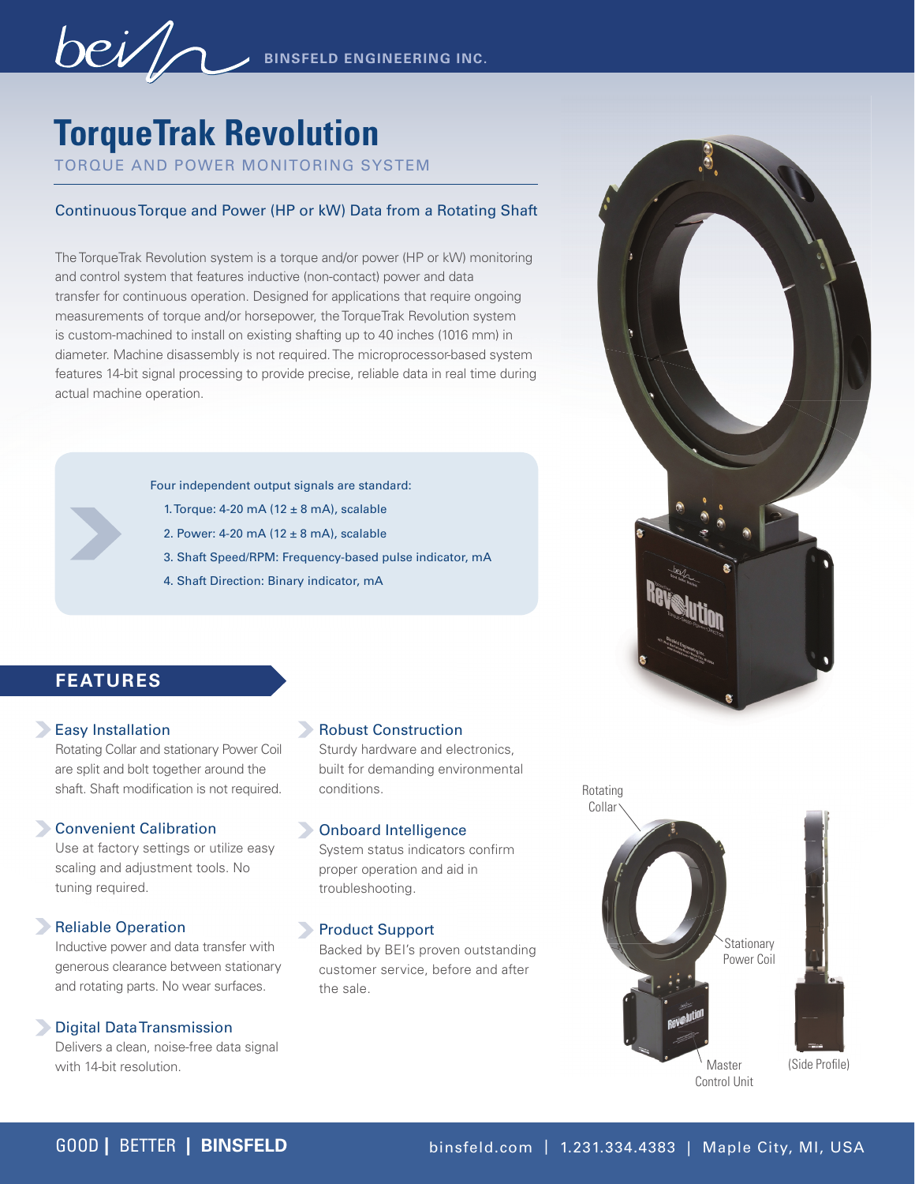BINSFELD ENGINEERING INC.

# TorqueTrak Revolution

TORQUE AND POWER MONITORING SYSTEM

## Continuous Torque and Power (HP or kW) Data from a Rotating Shaft

The TorqueTrak Revolution system is a torque and/or power (HP or kW) monitoring and control system that features inductive (non-contact) power and data transfer for continuous operation. Designed for applications that require ongoing measurements of torque and/or horsepower, the TorqueTrak Revolution system is custom-machined to install on existing shafting up to 40 inches (1016 mm) in diameter. Machine disassembly is not required. The microprocessor-based system features 14-bit signal processing to provide precise, reliable data in real time during actual machine operation.

Four independent output signals are standard:

1. Torque: 4-20 mA (12 ± 8 mA), scalable
2. Power: 4-20 mA (12 ± 8 mA), scalable
3. Shaft Speed/RPM: Frequency-based pulse indicator, mA
4. Shaft Direction: Binary indicator, mA

## FEATURES

### Easy Installation
Rotating Collar and stationary Power Coil are split and bolt together around the shaft. Shaft modification is not required.

### Convenient Calibration
Use at factory settings or utilize easy scaling and adjustment tools. No tuning required.

### Reliable Operation
Inductive power and data transfer with generous clearance between stationary and rotating parts. No wear surfaces.

### Digital Data Transmission
Delivers a clean, noise-free data signal with 14-bit resolution.

### Robust Construction
Sturdy hardware and electronics, built for demanding environmental conditions.

### Onboard Intelligence
System status indicators confirm proper operation and aid in troubleshooting.

### Product Support
Backed by BEI's proven outstanding customer service, before and after the sale.

Rotating Collar

Stationary Power Coil

Master Control Unit

(Side Profile)

GOOD | BETTER | BINSFELD

binsfeld.com | 1.231.334.4383 | Maple City, MI, USA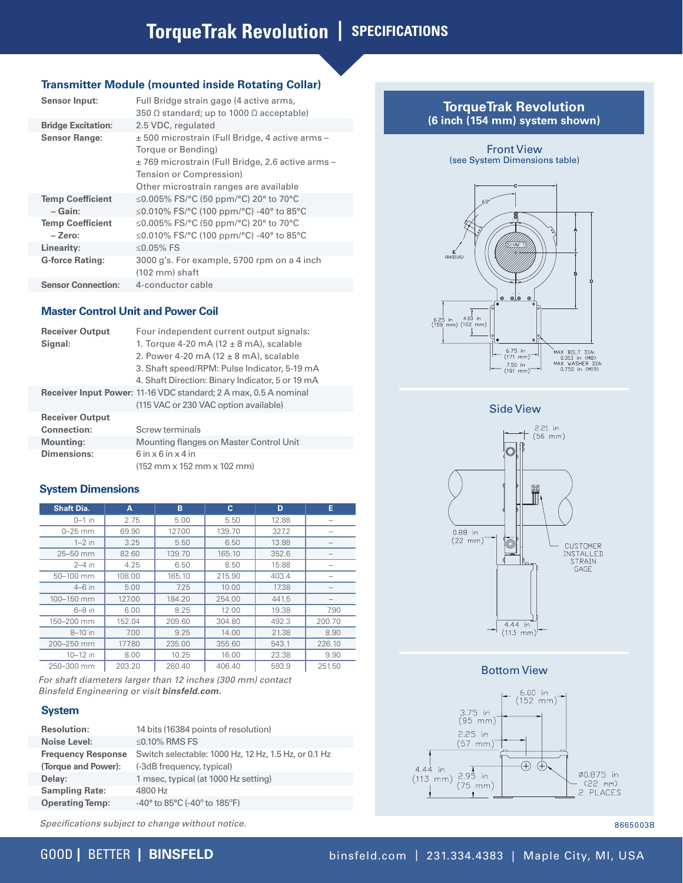# TorqueTrak Revolution | SPECIFICATIONS

## Transmitter Module (mounted inside Rotating Collar)

| | |
|---|---|
| **Sensor Input:** | Full Bridge strain gage (4 active arms, 350 Ω standard; up to 1000 Ω acceptable) |
| **Bridge Excitation:** | 2.5 VDC, regulated |
| **Sensor Range:** | ± 500 microstrain (Full Bridge, 4 active arms – Torque or Bending)<br>± 769 microstrain (Full Bridge, 2.6 active arms – Tension or Compression)<br>Other microstrain ranges are available |
| **Temp Coefficient – Gain:** | ≤0.005% FS/°C (50 ppm/°C) 20° to 70°C<br>≤0.010% FS/°C (100 ppm/°C) -40° to 85°C |
| **Temp Coefficient – Zero:** | ≤0.005% FS/°C (50 ppm/°C) 20° to 70°C<br>≤0.010% FS/°C (100 ppm/°C) -40° to 85°C |
| **Linearity:** | ≤0.05% FS |
| **G-force Rating:** | 3000 g's. For example, 5700 rpm on a 4 inch (102 mm) shaft |
| **Sensor Connection:** | 4-conductor cable |

## Master Control Unit and Power Coil

| | |
|---|---|
| **Receiver Output Signal:** | Four independent current output signals:<br>1. Torque 4-20 mA (12 ± 8 mA), scalable<br>2. Power 4-20 mA (12 ± 8 mA), scalable<br>3. Shaft speed/RPM: Pulse Indicator, 5-19 mA<br>4. Shaft Direction: Binary Indicator, 5 or 19 mA |
| **Receiver Input Power:** | 11-16 VDC standard; 2 A max, 0.5 A nominal (115 VAC or 230 VAC option available) |
| **Receiver Output Connection:** | Screw terminals |
| **Mounting:** | Mounting flanges on Master Control Unit |
| **Dimensions:** | 6 in x 6 in x 4 in<br>(152 mm x 152 mm x 102 mm) |

## System Dimensions

| Shaft Dia. | A | B | C | D | E |
|---|---|---|---|---|---|
| 0–1 in | 2.75 | 5.00 | 5.50 | 12.88 | – |
| 0–25 mm | 69.90 | 127.00 | 139.70 | 327.2 | – |
| 1–2 in | 3.25 | 5.50 | 6.50 | 13.88 | – |
| 25–50 mm | 82.60 | 139.70 | 165.10 | 352.6 | – |
| 2–4 in | 4.25 | 6.50 | 8.50 | 15.88 | – |
| 50–100 mm | 108.00 | 165.10 | 215.90 | 403.4 | – |
| 4–6 in | 5.00 | 7.25 | 10.00 | 17.38 | – |
| 100–150 mm | 127.00 | 184.20 | 254.00 | 441.5 | – |
| 6–8 in | 6.00 | 8.25 | 12.00 | 19.38 | 7.90 |
| 150–200 mm | 152.04 | 209.60 | 304.80 | 492.3 | 200.70 |
| 8–10 in | 7.00 | 9.25 | 14.00 | 21.38 | 8.90 |
| 200–250 mm | 177.80 | 235.00 | 355.60 | 543.1 | 226.10 |
| 10–12 in | 8.00 | 10.25 | 16.00 | 23.38 | 9.90 |
| 250–300 mm | 203.20 | 260.40 | 406.40 | 593.9 | 251.50 |

*For shaft diameters larger than 12 inches (300 mm) contact Binsfeld Engineering or visit **binsfeld.com**.*

## System

| | |
|---|---|
| **Resolution:** | 14 bits (16384 points of resolution) |
| **Noise Level:** | ≤0.10% RMS FS |
| **Frequency Response (Torque and Power):** | Switch selectable: 1000 Hz, 12 Hz, 1.5 Hz, or 0.1 Hz (-3dB frequency, typical) |
| **Delay:** | 1 msec, typical (at 1000 Hz setting) |
| **Sampling Rate:** | 4800 Hz |
| **Operating Temp:** | -40° to 85°C (-40° to 185°F) |

*Specifications subject to change without notice.*

## TorqueTrak Revolution
**(6 inch (154 mm) system shown)**

### Front View
(see System Dimensions table)

C
A
B
D
60°
E (RADIUS)
SHAFT
6.25 in (159 mm)
4.00 in (102 mm)
6.75 in (171 mm)
7.50 in (191 mm)
MAX BOLT DIA: 0.313 in (M8)
MAX WASHER DIA: 0.750 in (M19)

### Side View

2.21 in (56 mm)
0.88 in (22 mm)
CUSTOMER INSTALLED STRAIN GAGE
4.44 in (113 mm)

### Bottom View

6.00 in (152 mm)
3.75 in (95 mm)
2.25 in (57 mm)
4.44 in (113 mm)
2.95 in (75 mm)
Ø0.875 in (22 mm) 2 PLACES

8665003B

GOOD | BETTER | BINSFELD

binsfeld.com | 231.334.4383 | Maple City, MI, USA